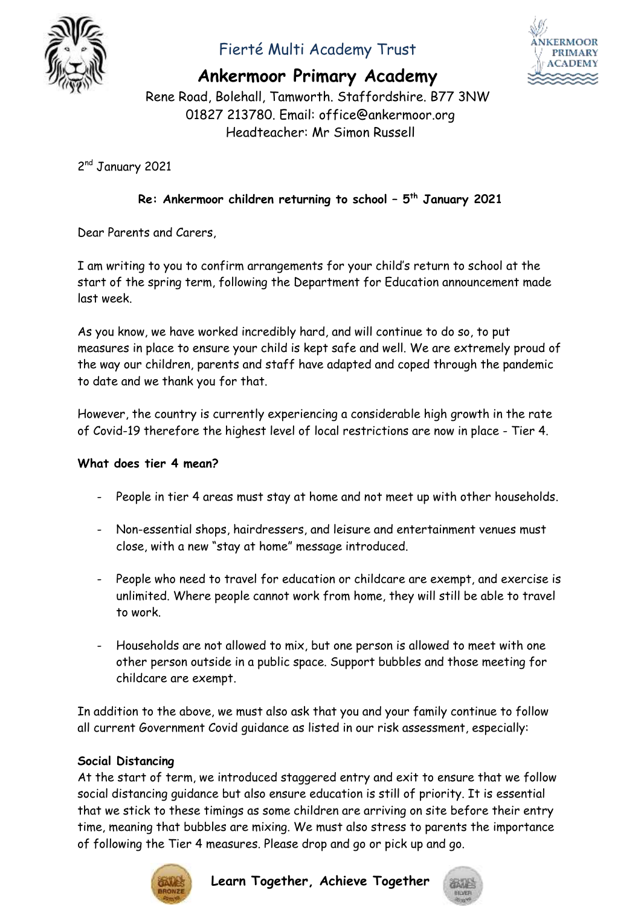Fierté Multi Academy Trust

# Ankermoor Primary Academy

Rene Road, Bolehall, Tamworth. Staffordshire. B77 3NW
01827 213780. Email: office@ankermoor.org
Headteacher: Mr Simon Russell

2nd January 2021

**Re: Ankermoor children returning to school – 5th January 2021**

Dear Parents and Carers,

I am writing to you to confirm arrangements for your child's return to school at the start of the spring term, following the Department for Education announcement made last week.

As you know, we have worked incredibly hard, and will continue to do so, to put measures in place to ensure your child is kept safe and well. We are extremely proud of the way our children, parents and staff have adapted and coped through the pandemic to date and we thank you for that.

However, the country is currently experiencing a considerable high growth in the rate of Covid-19 therefore the highest level of local restrictions are now in place - Tier 4.

**What does tier 4 mean?**

- People in tier 4 areas must stay at home and not meet up with other households.
- Non-essential shops, hairdressers, and leisure and entertainment venues must close, with a new "stay at home" message introduced.
- People who need to travel for education or childcare are exempt, and exercise is unlimited. Where people cannot work from home, they will still be able to travel to work.
- Households are not allowed to mix, but one person is allowed to meet with one other person outside in a public space. Support bubbles and those meeting for childcare are exempt.

In addition to the above, we must also ask that you and your family continue to follow all current Government Covid guidance as listed in our risk assessment, especially:

**Social Distancing**
At the start of term, we introduced staggered entry and exit to ensure that we follow social distancing guidance but also ensure education is still of priority. It is essential that we stick to these timings as some children are arriving on site before their entry time, meaning that bubbles are mixing. We must also stress to parents the importance of following the Tier 4 measures. Please drop and go or pick up and go.

**Learn Together, Achieve Together**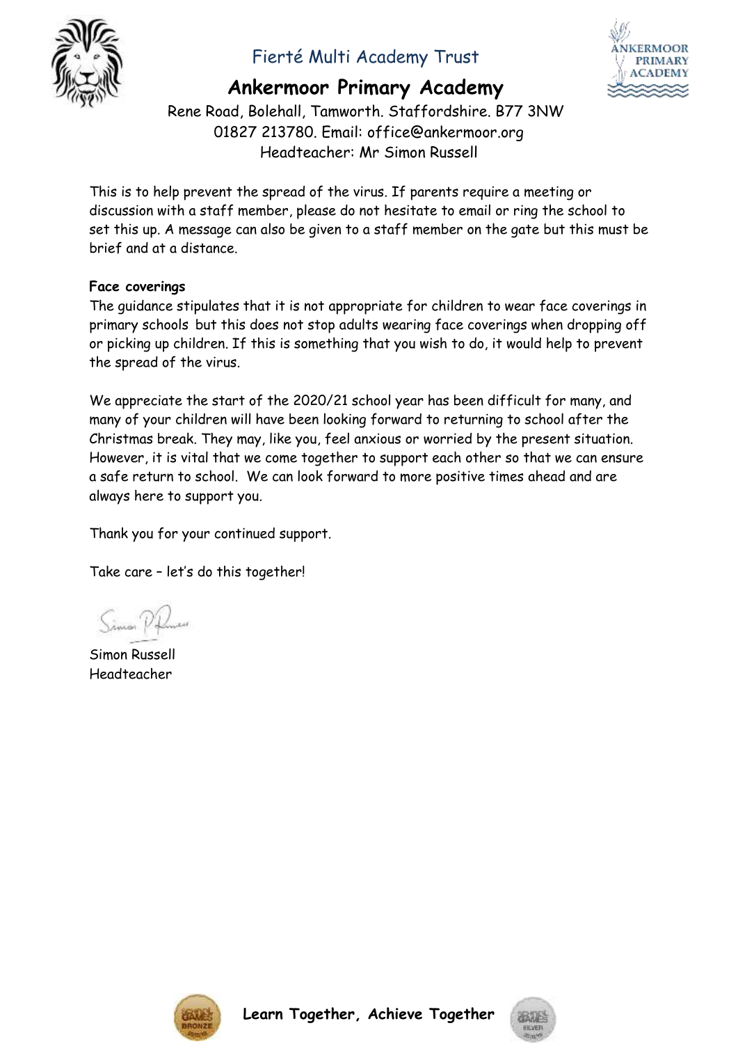Fierté Multi Academy Trust

# Ankermoor Primary Academy

Rene Road, Bolehall, Tamworth. Staffordshire. B77 3NW
01827 213780. Email: office@ankermoor.org
Headteacher: Mr Simon Russell

This is to help prevent the spread of the virus. If parents require a meeting or discussion with a staff member, please do not hesitate to email or ring the school to set this up. A message can also be given to a staff member on the gate but this must be brief and at a distance.

**Face coverings**

The guidance stipulates that it is not appropriate for children to wear face coverings in primary schools but this does not stop adults wearing face coverings when dropping off or picking up children. If this is something that you wish to do, it would help to prevent the spread of the virus.

We appreciate the start of the 2020/21 school year has been difficult for many, and many of your children will have been looking forward to returning to school after the Christmas break. They may, like you, feel anxious or worried by the present situation. However, it is vital that we come together to support each other so that we can ensure a safe return to school. We can look forward to more positive times ahead and are always here to support you.

Thank you for your continued support.

Take care – let's do this together!

Simon Russell
Headteacher

**Learn Together, Achieve Together**